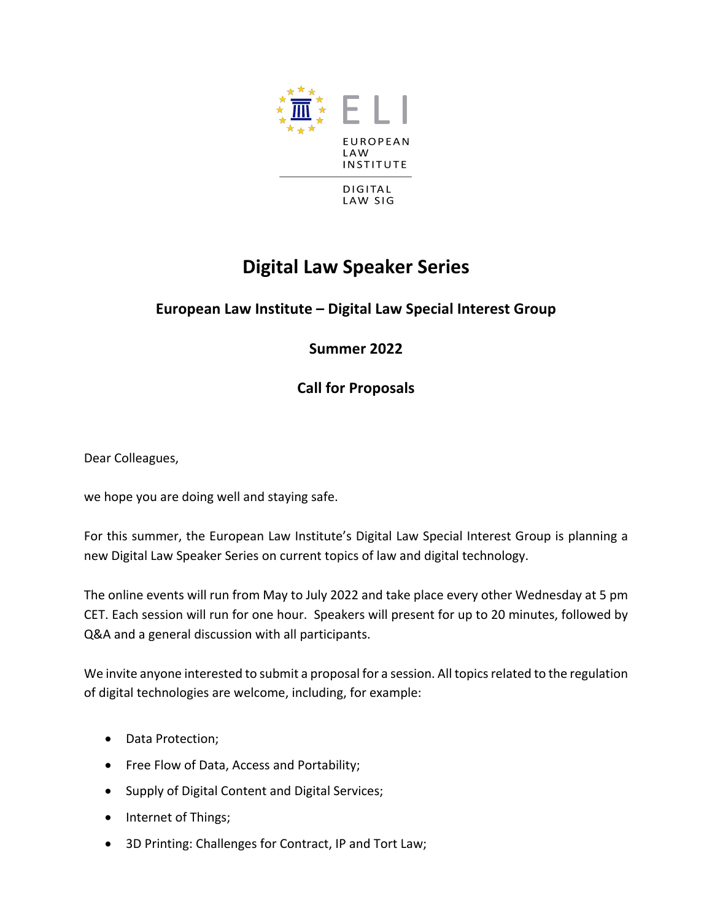ELI

EUROPEAN LAW INSTITUTE

DIGITAL LAW SIG

# Digital Law Speaker Series

## European Law Institute – Digital Law Special Interest Group

## Summer 2022

## Call for Proposals

Dear Colleagues,

we hope you are doing well and staying safe.

For this summer, the European Law Institute's Digital Law Special Interest Group is planning a new Digital Law Speaker Series on current topics of law and digital technology.

The online events will run from May to July 2022 and take place every other Wednesday at 5 pm CET. Each session will run for one hour. Speakers will present for up to 20 minutes, followed by Q&A and a general discussion with all participants.

We invite anyone interested to submit a proposal for a session. All topics related to the regulation of digital technologies are welcome, including, for example:

- Data Protection;
- Free Flow of Data, Access and Portability;
- Supply of Digital Content and Digital Services;
- Internet of Things;
- 3D Printing: Challenges for Contract, IP and Tort Law;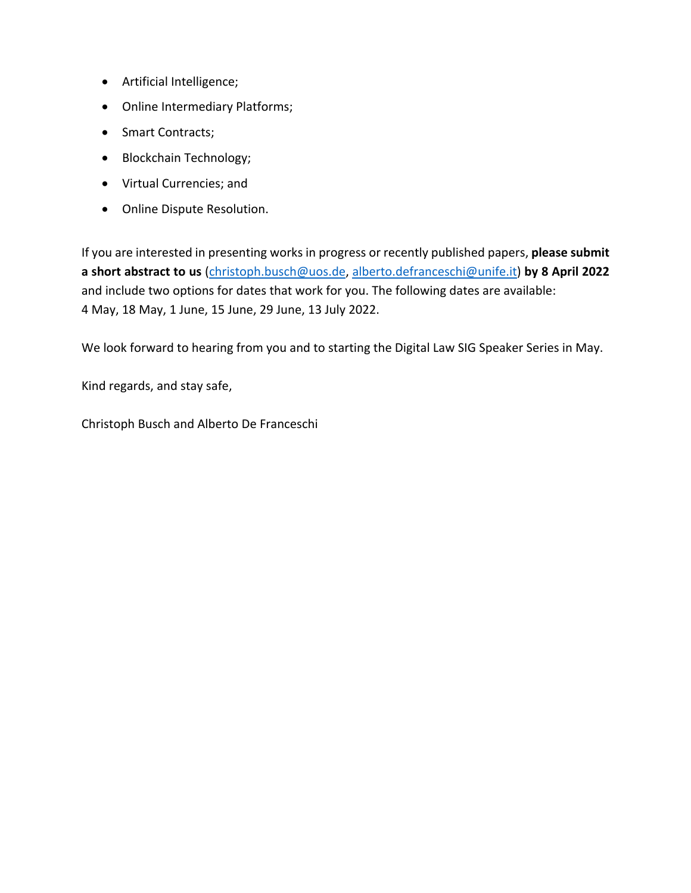- Artificial Intelligence;
- Online Intermediary Platforms;
- Smart Contracts;
- Blockchain Technology;
- Virtual Currencies; and
- Online Dispute Resolution.

If you are interested in presenting works in progress or recently published papers, **please submit a short abstract to us** (christoph.busch@uos.de, alberto.defranceschi@unife.it) **by 8 April 2022** and include two options for dates that work for you. The following dates are available: 4 May, 18 May, 1 June, 15 June, 29 June, 13 July 2022.

We look forward to hearing from you and to starting the Digital Law SIG Speaker Series in May.

Kind regards, and stay safe,

Christoph Busch and Alberto De Franceschi